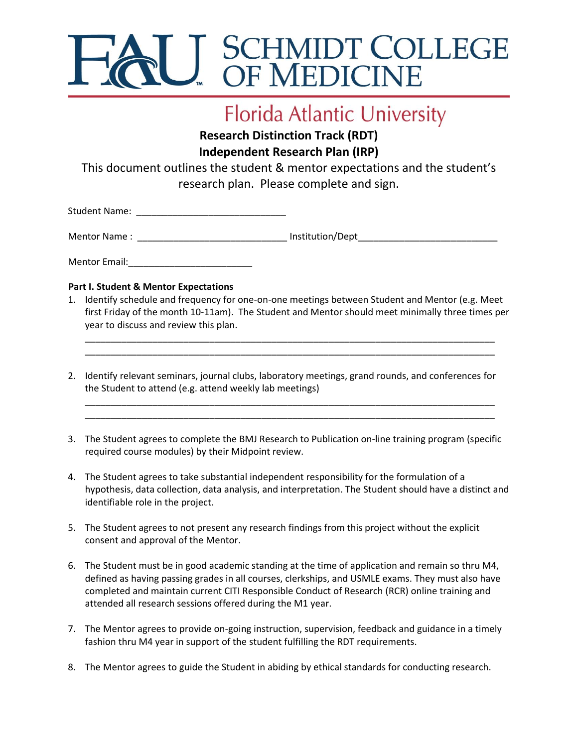# FAU SCHMIDT COLLEGE OF MEDICINE

Florida Atlantic University

## Research Distinction Track (RDT)
## Independent Research Plan (IRP)

This document outlines the student & mentor expectations and the student's research plan. Please complete and sign.

Student Name: ____________________________

Mentor Name : ____________________________ Institution/Dept__________________________

Mentor Email:________________________

**Part I. Student & Mentor Expectations**

1. Identify schedule and frequency for one-on-one meetings between Student and Mentor (e.g. Meet first Friday of the month 10-11am). The Student and Mentor should meet minimally three times per year to discuss and review this plan.

   ________________________________________________________________________________
   ________________________________________________________________________________

2. Identify relevant seminars, journal clubs, laboratory meetings, grand rounds, and conferences for the Student to attend (e.g. attend weekly lab meetings)

   ________________________________________________________________________________
   ________________________________________________________________________________

3. The Student agrees to complete the BMJ Research to Publication on-line training program (specific required course modules) by their Midpoint review.

4. The Student agrees to take substantial independent responsibility for the formulation of a hypothesis, data collection, data analysis, and interpretation. The Student should have a distinct and identifiable role in the project.

5. The Student agrees to not present any research findings from this project without the explicit consent and approval of the Mentor.

6. The Student must be in good academic standing at the time of application and remain so thru M4, defined as having passing grades in all courses, clerkships, and USMLE exams. They must also have completed and maintain current CITI Responsible Conduct of Research (RCR) online training and attended all research sessions offered during the M1 year.

7. The Mentor agrees to provide on-going instruction, supervision, feedback and guidance in a timely fashion thru M4 year in support of the student fulfilling the RDT requirements.

8. The Mentor agrees to guide the Student in abiding by ethical standards for conducting research.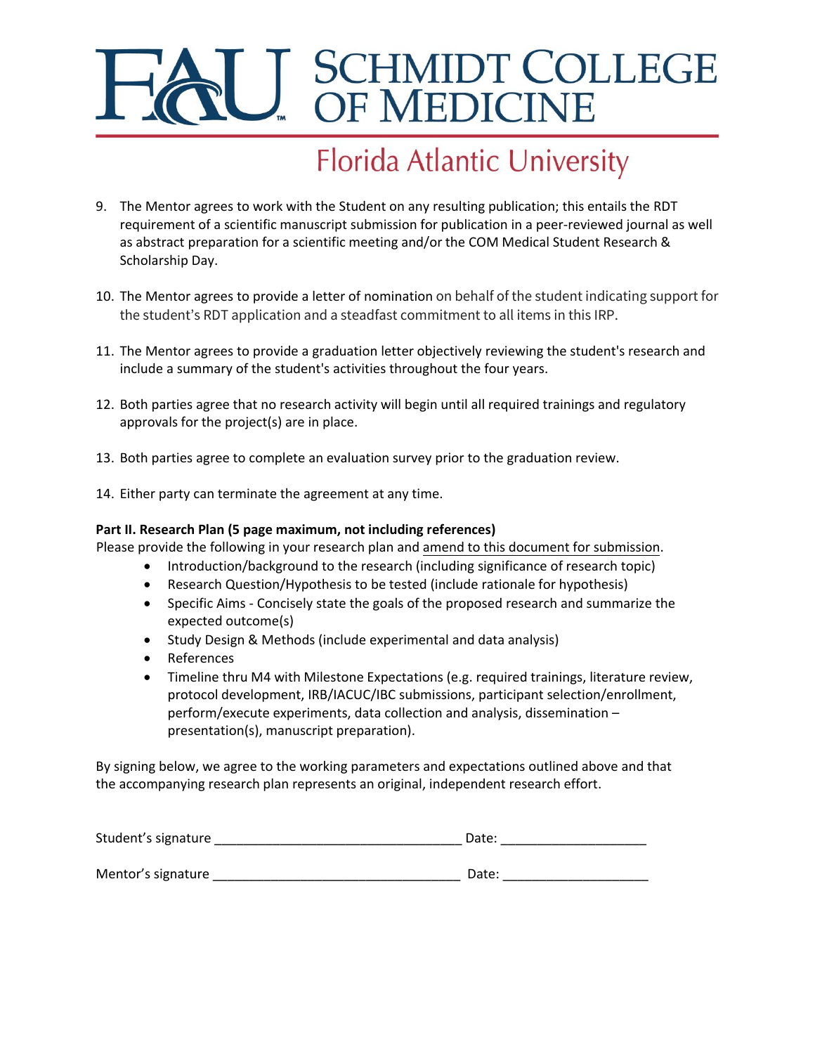9. The Mentor agrees to work with the Student on any resulting publication; this entails the RDT requirement of a scientific manuscript submission for publication in a peer-reviewed journal as well as abstract preparation for a scientific meeting and/or the COM Medical Student Research & Scholarship Day.

10. The Mentor agrees to provide a letter of nomination on behalf of the student indicating support for the student's RDT application and a steadfast commitment to all items in this IRP.

11. The Mentor agrees to provide a graduation letter objectively reviewing the student's research and include a summary of the student's activities throughout the four years.

12. Both parties agree that no research activity will begin until all required trainings and regulatory approvals for the project(s) are in place.

13. Both parties agree to complete an evaluation survey prior to the graduation review.

14. Either party can terminate the agreement at any time.

**Part II. Research Plan (5 page maximum, not including references)**

Please provide the following in your research plan and amend to this document for submission.

- Introduction/background to the research (including significance of research topic)
- Research Question/Hypothesis to be tested (include rationale for hypothesis)
- Specific Aims - Concisely state the goals of the proposed research and summarize the expected outcome(s)
- Study Design & Methods (include experimental and data analysis)
- References
- Timeline thru M4 with Milestone Expectations (e.g. required trainings, literature review, protocol development, IRB/IACUC/IBC submissions, participant selection/enrollment, perform/execute experiments, data collection and analysis, dissemination – presentation(s), manuscript preparation).

By signing below, we agree to the working parameters and expectations outlined above and that the accompanying research plan represents an original, independent research effort.

Student's signature ________________________________ Date: ___________________

Mentor's signature ________________________________ Date: ___________________